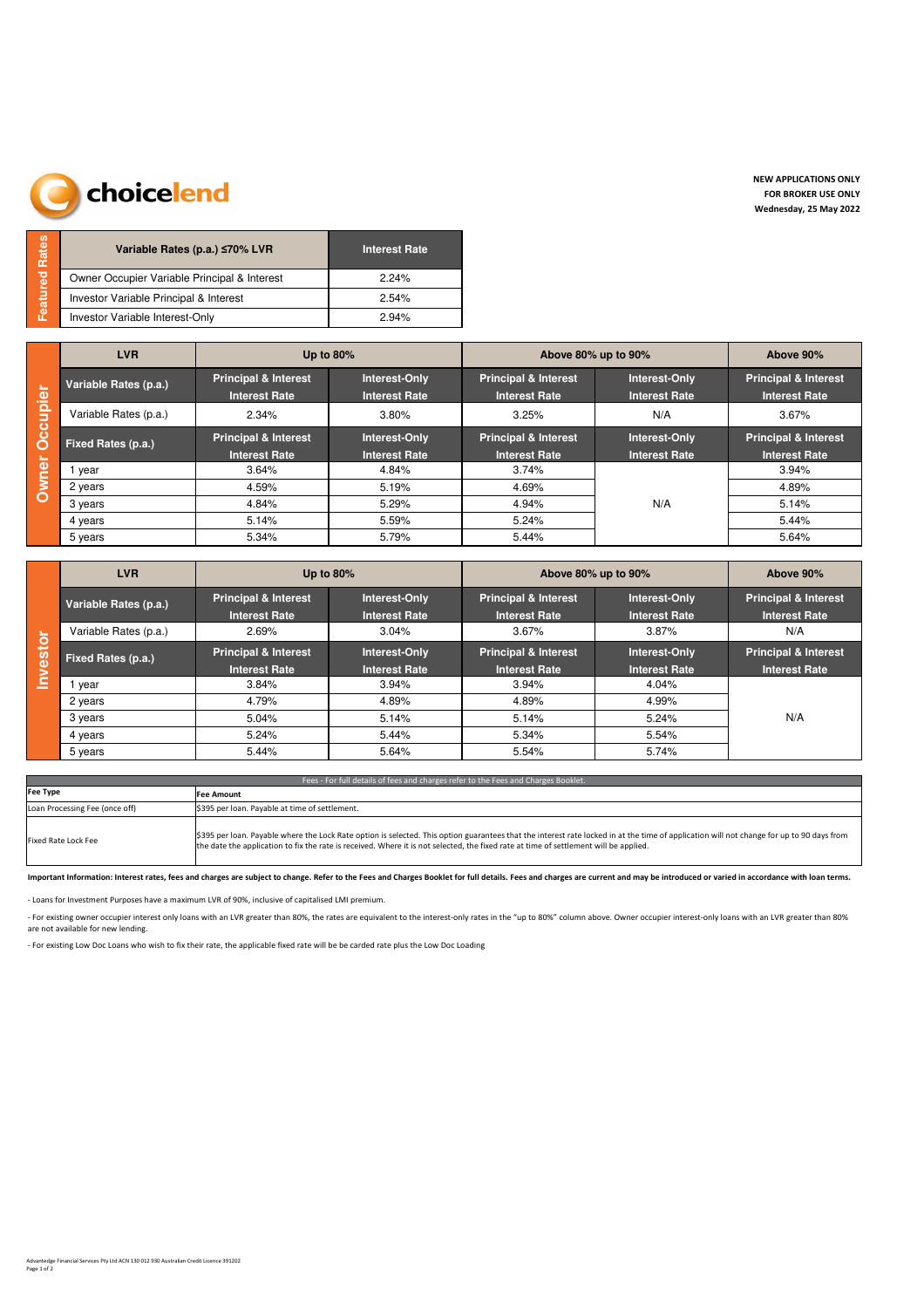choicelend

**NEW APPLICATIONS ONLY**
**FOR BROKER USE ONLY**
**Wednesday, 25 May 2022**

## Featured Rates

| Variable Rates (p.a.) ≤70% LVR | Interest Rate |
|---|---|
| Owner Occupier Variable Principal & Interest | 2.24% |
| Investor Variable Principal & Interest | 2.54% |
| Investor Variable Interest-Only | 2.94% |

## Owner Occupier

| LVR | Up to 80% | | Above 80% up to 90% | | Above 90% |
|---|---|---|---|---|---|
| **Variable Rates (p.a.)** | **Principal & Interest Interest Rate** | **Interest-Only Interest Rate** | **Principal & Interest Interest Rate** | **Interest-Only Interest Rate** | **Principal & Interest Interest Rate** |
| Variable Rates (p.a.) | 2.34% | 3.80% | 3.25% | N/A | 3.67% |
| **Fixed Rates (p.a.)** | **Principal & Interest Interest Rate** | **Interest-Only Interest Rate** | **Principal & Interest Interest Rate** | **Interest-Only Interest Rate** | **Principal & Interest Interest Rate** |
| 1 year | 3.64% | 4.84% | 3.74% | N/A | 3.94% |
| 2 years | 4.59% | 5.19% | 4.69% | N/A | 4.89% |
| 3 years | 4.84% | 5.29% | 4.94% | N/A | 5.14% |
| 4 years | 5.14% | 5.59% | 5.24% | N/A | 5.44% |
| 5 years | 5.34% | 5.79% | 5.44% | N/A | 5.64% |

## Investor

| LVR | Up to 80% | | Above 80% up to 90% | | Above 90% |
|---|---|---|---|---|---|
| **Variable Rates (p.a.)** | **Principal & Interest Interest Rate** | **Interest-Only Interest Rate** | **Principal & Interest Interest Rate** | **Interest-Only Interest Rate** | **Principal & Interest Interest Rate** |
| Variable Rates (p.a.) | 2.69% | 3.04% | 3.67% | 3.87% | N/A |
| **Fixed Rates (p.a.)** | **Principal & Interest Interest Rate** | **Interest-Only Interest Rate** | **Principal & Interest Interest Rate** | **Interest-Only Interest Rate** | **Principal & Interest Interest Rate** |
| 1 year | 3.84% | 3.94% | 3.94% | 4.04% | N/A |
| 2 years | 4.79% | 4.89% | 4.89% | 4.99% | N/A |
| 3 years | 5.04% | 5.14% | 5.14% | 5.24% | N/A |
| 4 years | 5.24% | 5.44% | 5.34% | 5.54% | N/A |
| 5 years | 5.44% | 5.64% | 5.54% | 5.74% | N/A |

## Fees - For full details of fees and charges refer to the Fees and Charges Booklet.

| Fee Type | Fee Amount |
|---|---|
| Loan Processing Fee (once off) | $395 per loan. Payable at time of settlement. |
| Fixed Rate Lock Fee | $395 per loan. Payable where the Lock Rate option is selected. This option guarantees that the interest rate locked in at the time of application will not change for up to 90 days from the date the application to fix the rate is received. Where it is not selected, the fixed rate at time of settlement will be applied. |

**Important Information: Interest rates, fees and charges are subject to change. Refer to the Fees and Charges Booklet for full details. Fees and charges are current and may be introduced or varied in accordance with loan terms.**

- Loans for Investment Purposes have a maximum LVR of 90%, inclusive of capitalised LMI premium.

- For existing owner occupier interest only loans with an LVR greater than 80%, the rates are equivalent to the interest-only rates in the "up to 80%" column above. Owner occupier interest-only loans with an LVR greater than 80% are not available for new lending.

- For existing Low Doc Loans who wish to fix their rate, the applicable fixed rate will be be carded rate plus the Low Doc Loading

Advantedge Financial Services Pty Ltd ACN 130 012 930 Australian Credit Licence 391202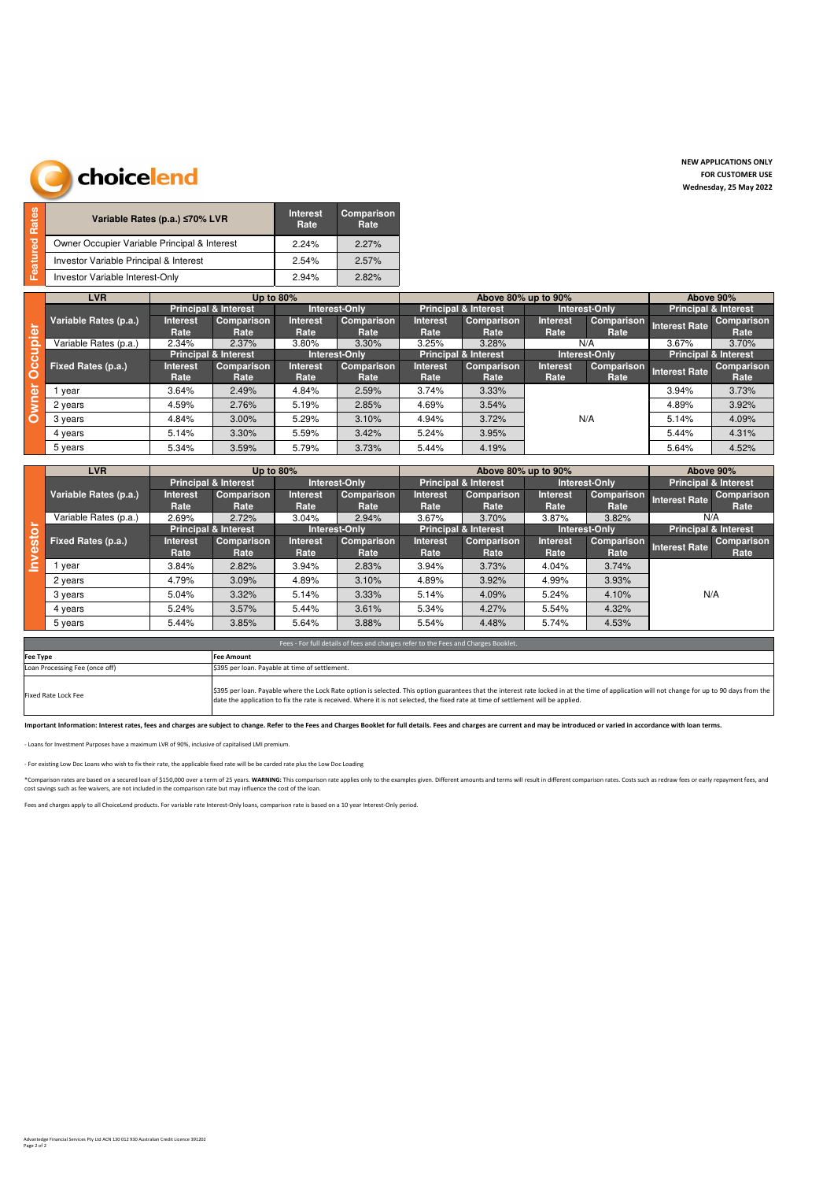choicelend

**NEW APPLICATIONS ONLY**
**FOR CUSTOMER USE**
**Wednesday, 25 May 2022**

**Featured Rates**

| Variable Rates (p.a.) ≤70% LVR | Interest Rate | Comparison Rate |
|---|---|---|
| Owner Occupier Variable Principal & Interest | 2.24% | 2.27% |
| Investor Variable Principal & Interest | 2.54% | 2.57% |
| Investor Variable Interest-Only | 2.94% | 2.82% |

**Owner Occupier**

| LVR | Up to 80% | | | | Above 80% up to 90% | | | | Above 90% | |
|---|---|---|---|---|---|---|---|---|---|---|
| | Principal & Interest | | Interest-Only | | Principal & Interest | | Interest-Only | | Principal & Interest | |
| Variable Rates (p.a.) | Interest Rate | Comparison Rate | Interest Rate | Comparison Rate | Interest Rate | Comparison Rate | Interest Rate | Comparison Rate | Interest Rate | Comparison Rate |
| Variable Rates (p.a.) | 2.34% | 2.37% | 3.80% | 3.30% | 3.25% | 3.28% | N/A | | 3.67% | 3.70% |
| | Principal & Interest | | Interest-Only | | Principal & Interest | | Interest-Only | | Principal & Interest | |
| Fixed Rates (p.a.) | Interest Rate | Comparison Rate | Interest Rate | Comparison Rate | Interest Rate | Comparison Rate | Interest Rate | Comparison Rate | Interest Rate | Comparison Rate |
| 1 year | 3.64% | 2.49% | 4.84% | 2.59% | 3.74% | 3.33% | N/A | | 3.94% | 3.73% |
| 2 years | 4.59% | 2.76% | 5.19% | 2.85% | 4.69% | 3.54% | | | 4.89% | 3.92% |
| 3 years | 4.84% | 3.00% | 5.29% | 3.10% | 4.94% | 3.72% | | | 5.14% | 4.09% |
| 4 years | 5.14% | 3.30% | 5.59% | 3.42% | 5.24% | 3.95% | | | 5.44% | 4.31% |
| 5 years | 5.34% | 3.59% | 5.79% | 3.73% | 5.44% | 4.19% | | | 5.64% | 4.52% |

**Investor**

| LVR | Up to 80% | | | | Above 80% up to 90% | | | | Above 90% | |
|---|---|---|---|---|---|---|---|---|---|---|
| | Principal & Interest | | Interest-Only | | Principal & Interest | | Interest-Only | | Principal & Interest | |
| Variable Rates (p.a.) | Interest Rate | Comparison Rate | Interest Rate | Comparison Rate | Interest Rate | Comparison Rate | Interest Rate | Comparison Rate | Interest Rate | Comparison Rate |
| Variable Rates (p.a.) | 2.69% | 2.72% | 3.04% | 2.94% | 3.67% | 3.70% | 3.87% | 3.82% | N/A | |
| | Principal & Interest | | Interest-Only | | Principal & Interest | | Interest-Only | | Principal & Interest | |
| Fixed Rates (p.a.) | Interest Rate | Comparison Rate | Interest Rate | Comparison Rate | Interest Rate | Comparison Rate | Interest Rate | Comparison Rate | Interest Rate | Comparison Rate |
| 1 year | 3.84% | 2.82% | 3.94% | 2.83% | 3.94% | 3.73% | 4.04% | 3.74% | N/A | |
| 2 years | 4.79% | 3.09% | 4.89% | 3.10% | 4.89% | 3.92% | 4.99% | 3.93% | | |
| 3 years | 5.04% | 3.32% | 5.14% | 3.33% | 5.14% | 4.09% | 5.24% | 4.10% | | |
| 4 years | 5.24% | 3.57% | 5.44% | 3.61% | 5.34% | 4.27% | 5.54% | 4.32% | | |
| 5 years | 5.44% | 3.85% | 5.64% | 3.88% | 5.54% | 4.48% | 5.74% | 4.53% | | |

Fees - For full details of fees and charges refer to the Fees and Charges Booklet.

| Fee Type | Fee Amount |
|---|---|
| Loan Processing Fee (once off) | $395 per loan. Payable at time of settlement. |
| Fixed Rate Lock Fee | $395 per loan. Payable where the Lock Rate option is selected. This option guarantees that the interest rate locked in at the time of application will not change for up to 90 days from the date the application to fix the rate is received. Where it is not selected, the fixed rate at time of settlement will be applied. |

**Important Information: Interest rates, fees and charges are subject to change. Refer to the Fees and Charges Booklet for full details. Fees and charges are current and may be introduced or varied in accordance with loan terms.**

- Loans for Investment Purposes have a maximum LVR of 90%, inclusive of capitalised LMI premium.

- For existing Low Doc Loans who wish to fix their rate, the applicable fixed rate will be be carded rate plus the Low Doc Loading

*Comparison rates are based on a secured loan of $150,000 over a term of 25 years. **WARNING:** This comparison rate applies only to the examples given. Different amounts and terms will result in different comparison rates. Costs such as redraw fees or early repayment fees, and cost savings such as fee waivers, are not included in the comparison rate but may influence the cost of the loan.

Fees and charges apply to all ChoiceLend products. For variable rate Interest-Only loans, comparison rate is based on a 10 year Interest-Only period.

Advantedge Financial Services Pty Ltd ACN 130 012 930 Australian Credit Licence 391202